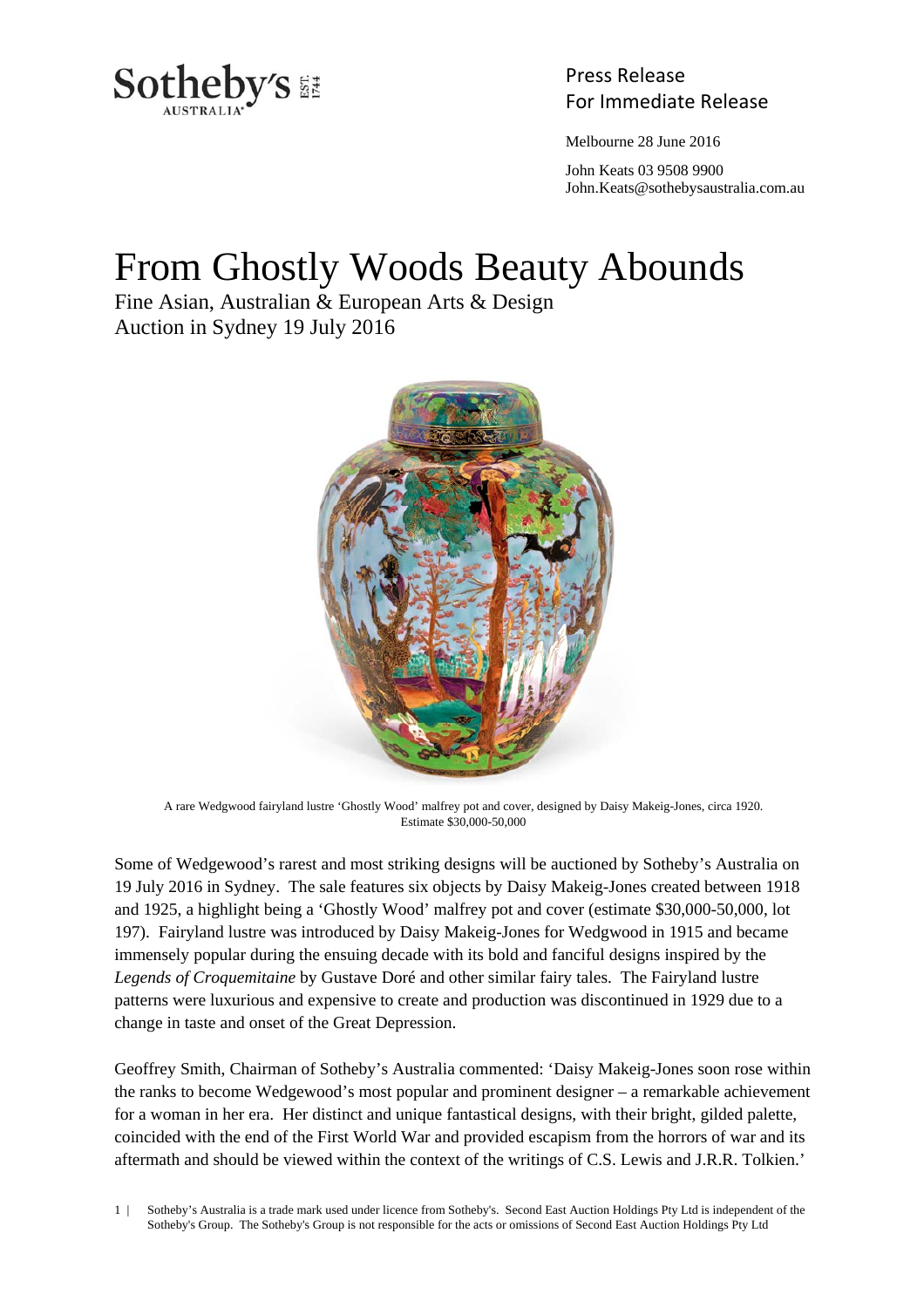Sotheby's AUSTRALIA EST. 1744

Press Release
For Immediate Release

Melbourne 28 June 2016

John Keats 03 9508 9900
John.Keats@sothebysaustralia.com.au

# From Ghostly Woods Beauty Abounds

Fine Asian, Australian & European Arts & Design
Auction in Sydney 19 July 2016

A rare Wedgwood fairyland lustre 'Ghostly Wood' malfrey pot and cover, designed by Daisy Makeig-Jones, circa 1920.
Estimate $30,000-50,000

Some of Wedgewood's rarest and most striking designs will be auctioned by Sotheby's Australia on 19 July 2016 in Sydney. The sale features six objects by Daisy Makeig-Jones created between 1918 and 1925, a highlight being a 'Ghostly Wood' malfrey pot and cover (estimate $30,000-50,000, lot 197). Fairyland lustre was introduced by Daisy Makeig-Jones for Wedgwood in 1915 and became immensely popular during the ensuing decade with its bold and fanciful designs inspired by the *Legends of Croquemitaine* by Gustave Doré and other similar fairy tales. The Fairyland lustre patterns were luxurious and expensive to create and production was discontinued in 1929 due to a change in taste and onset of the Great Depression.

Geoffrey Smith, Chairman of Sotheby's Australia commented: 'Daisy Makeig-Jones soon rose within the ranks to become Wedgewood's most popular and prominent designer – a remarkable achievement for a woman in her era. Her distinct and unique fantastical designs, with their bright, gilded palette, coincided with the end of the First World War and provided escapism from the horrors of war and its aftermath and should be viewed within the context of the writings of C.S. Lewis and J.R.R. Tolkien.'

Sotheby's Australia is a trade mark used under licence from Sotheby's. Second East Auction Holdings Pty Ltd is independent of the Sotheby's Group. The Sotheby's Group is not responsible for the acts or omissions of Second East Auction Holdings Pty Ltd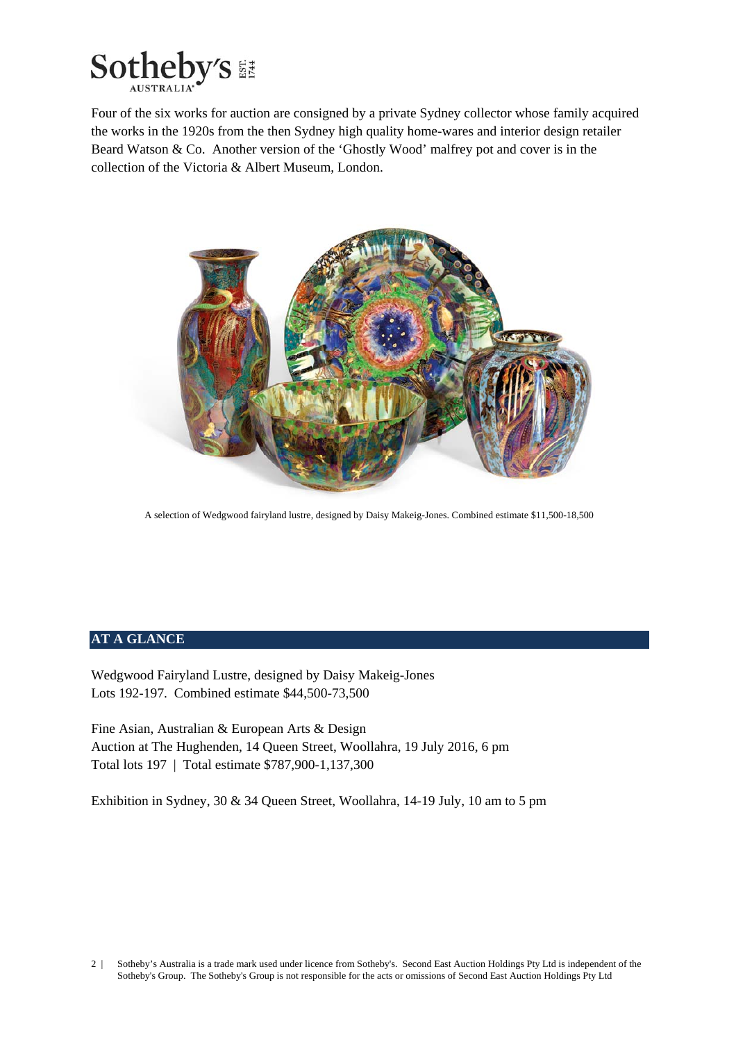Four of the six works for auction are consigned by a private Sydney collector whose family acquired the works in the 1920s from the then Sydney high quality home-wares and interior design retailer Beard Watson & Co. Another version of the 'Ghostly Wood' malfrey pot and cover is in the collection of the Victoria & Albert Museum, London.

A selection of Wedgwood fairyland lustre, designed by Daisy Makeig-Jones. Combined estimate $11,500-18,500

## AT A GLANCE

Wedgwood Fairyland Lustre, designed by Daisy Makeig-Jones
Lots 192-197. Combined estimate $44,500-73,500

Fine Asian, Australian & European Arts & Design
Auction at The Hughenden, 14 Queen Street, Woollahra, 19 July 2016, 6 pm
Total lots 197 | Total estimate $787,900-1,137,300

Exhibition in Sydney, 30 & 34 Queen Street, Woollahra, 14-19 July, 10 am to 5 pm

Sotheby's Australia is a trade mark used under licence from Sotheby's. Second East Auction Holdings Pty Ltd is independent of the Sotheby's Group. The Sotheby's Group is not responsible for the acts or omissions of Second East Auction Holdings Pty Ltd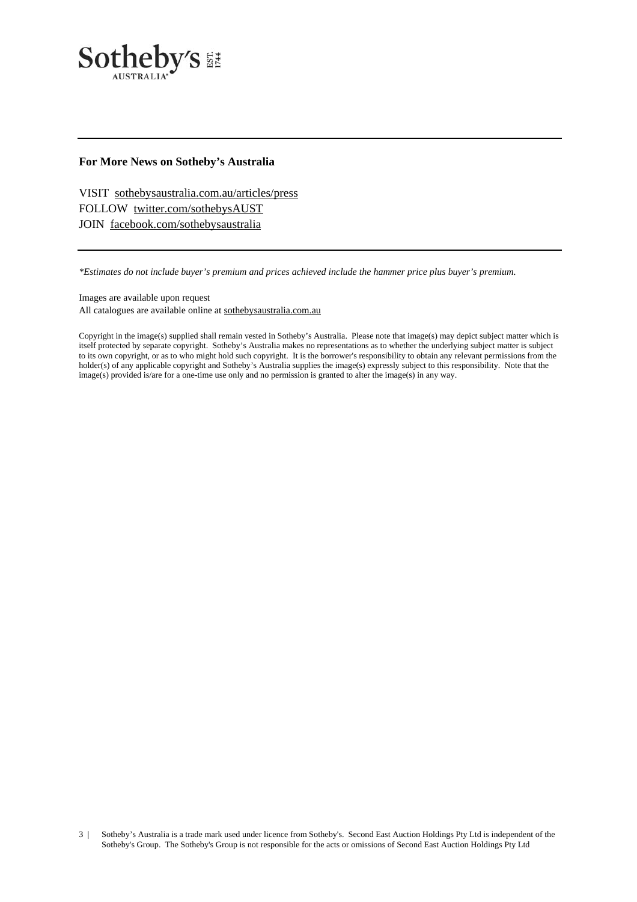**For More News on Sotheby's Australia**

VISIT sothebysaustralia.com.au/articles/press
FOLLOW twitter.com/sothebysAUST
JOIN facebook.com/sothebysaustralia

*\*Estimates do not include buyer's premium and prices achieved include the hammer price plus buyer's premium.*

Images are available upon request
All catalogues are available online at sothebysaustralia.com.au

Copyright in the image(s) supplied shall remain vested in Sotheby's Australia. Please note that image(s) may depict subject matter which is itself protected by separate copyright. Sotheby's Australia makes no representations as to whether the underlying subject matter is subject to its own copyright, or as to who might hold such copyright. It is the borrower's responsibility to obtain any relevant permissions from the holder(s) of any applicable copyright and Sotheby's Australia supplies the image(s) expressly subject to this responsibility. Note that the image(s) provided is/are for a one-time use only and no permission is granted to alter the image(s) in any way.

Sotheby's Australia is a trade mark used under licence from Sotheby's. Second East Auction Holdings Pty Ltd is independent of the Sotheby's Group. The Sotheby's Group is not responsible for the acts or omissions of Second East Auction Holdings Pty Ltd